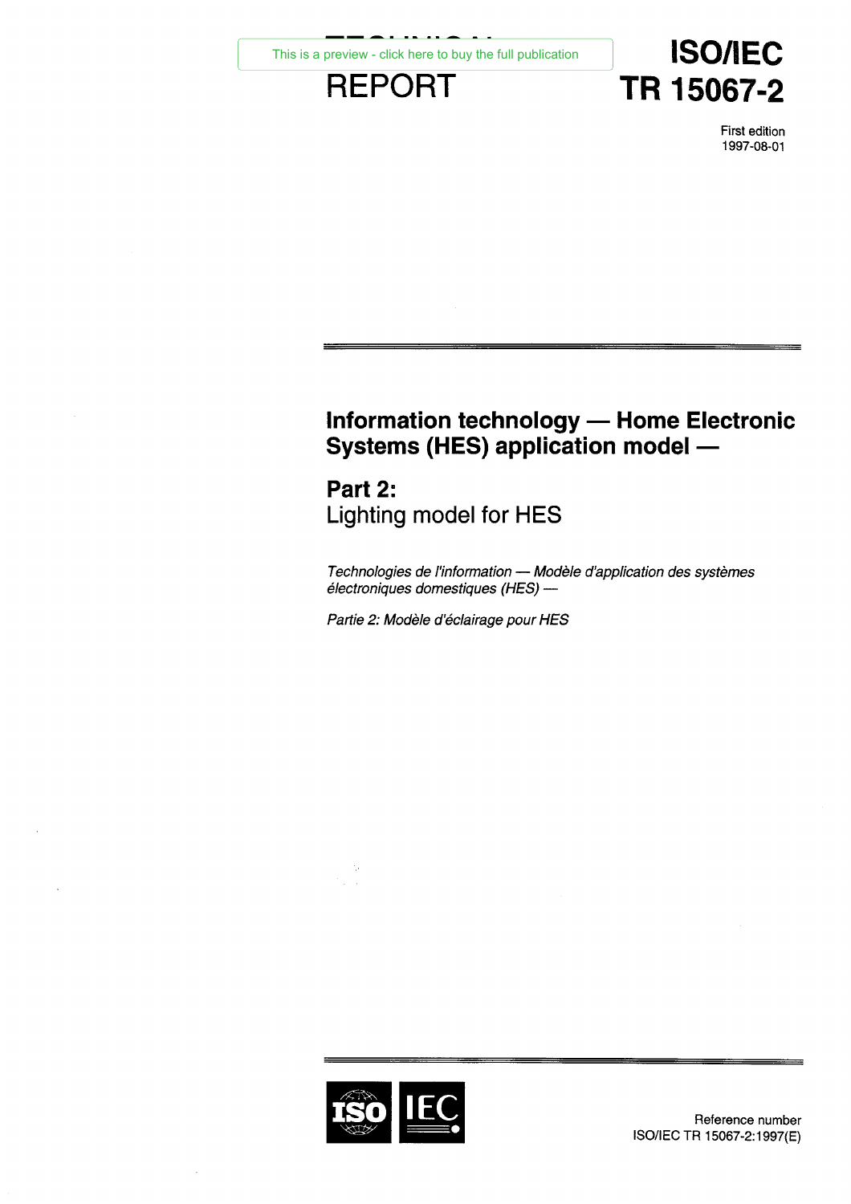# TECHNICAL REPORT

# ISO/IEC TR 15067-2

First edition
1997-08-01

## Information technology — Home Electronic Systems (HES) application model —

## Part 2:
Lighting model for HES

*Technologies de l'information — Modèle d'application des systèmes électroniques domestiques (HES) —*

*Partie 2: Modèle d'éclairage pour HES*

Reference number
ISO/IEC TR 15067-2:1997(E)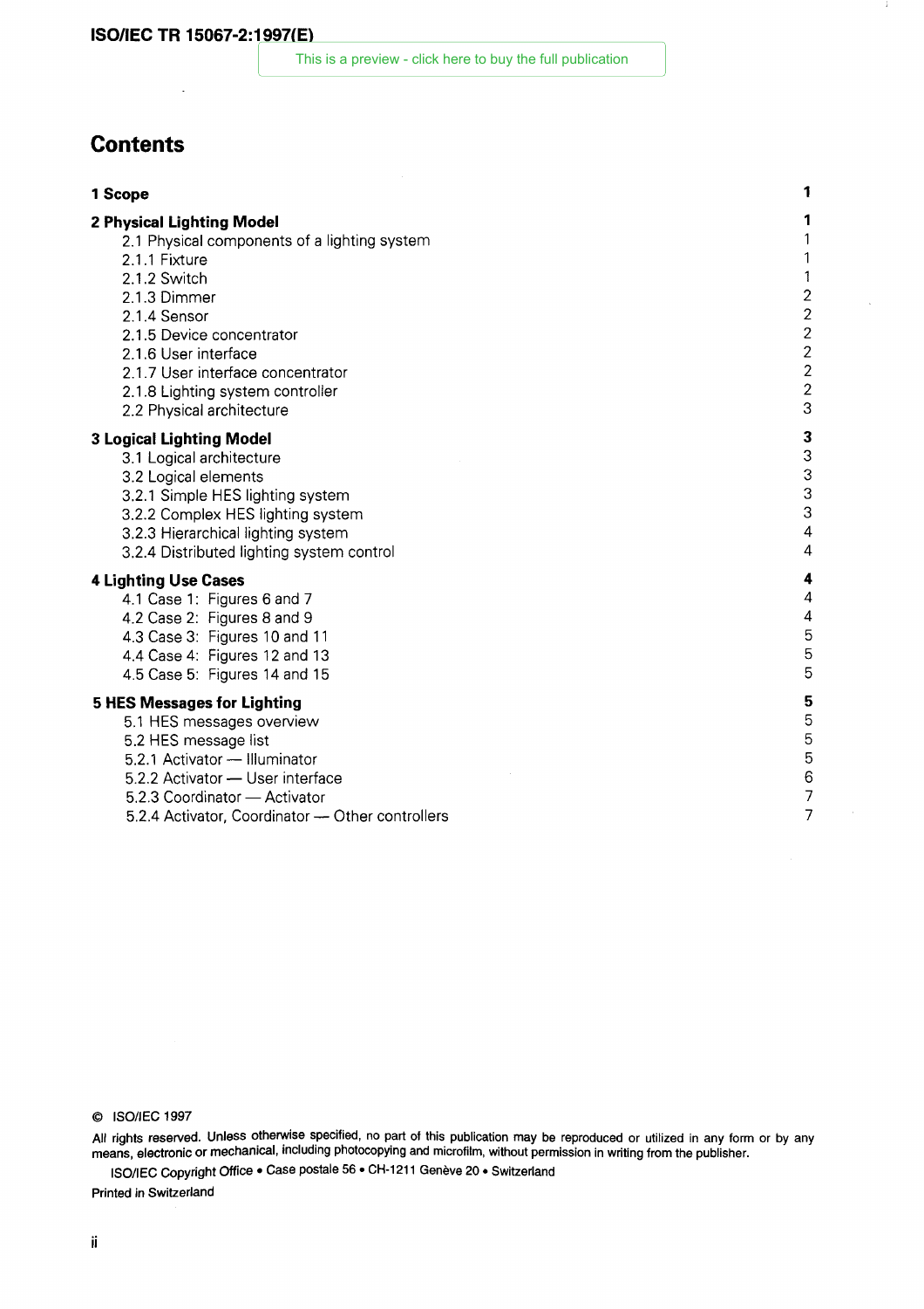This is a preview - click here to buy the full publication

# Contents

| | |
|---|---|
| **1 Scope** | **1** |
| **2 Physical Lighting Model** | **1** |
| 2.1 Physical components of a lighting system | 1 |
| 2.1.1 Fixture | 1 |
| 2.1.2 Switch | 1 |
| 2.1.3 Dimmer | 2 |
| 2.1.4 Sensor | 2 |
| 2.1.5 Device concentrator | 2 |
| 2.1.6 User interface | 2 |
| 2.1.7 User interface concentrator | 2 |
| 2.1.8 Lighting system controller | 2 |
| 2.2 Physical architecture | 3 |
| **3 Logical Lighting Model** | **3** |
| 3.1 Logical architecture | 3 |
| 3.2 Logical elements | 3 |
| 3.2.1 Simple HES lighting system | 3 |
| 3.2.2 Complex HES lighting system | 3 |
| 3.2.3 Hierarchical lighting system | 4 |
| 3.2.4 Distributed lighting system control | 4 |
| **4 Lighting Use Cases** | **4** |
| 4.1 Case 1: Figures 6 and 7 | 4 |
| 4.2 Case 2: Figures 8 and 9 | 4 |
| 4.3 Case 3: Figures 10 and 11 | 5 |
| 4.4 Case 4: Figures 12 and 13 | 5 |
| 4.5 Case 5: Figures 14 and 15 | 5 |
| **5 HES Messages for Lighting** | **5** |
| 5.1 HES messages overview | 5 |
| 5.2 HES message list | 5 |
| 5.2.1 Activator — Illuminator | 5 |
| 5.2.2 Activator — User interface | 6 |
| 5.2.3 Coordinator — Activator | 7 |
| 5.2.4 Activator, Coordinator — Other controllers | 7 |

© ISO/IEC 1997

All rights reserved. Unless otherwise specified, no part of this publication may be reproduced or utilized in any form or by any means, electronic or mechanical, including photocopying and microfilm, without permission in writing from the publisher.

ISO/IEC Copyright Office • Case postale 56 • CH-1211 Genève 20 • Switzerland

Printed in Switzerland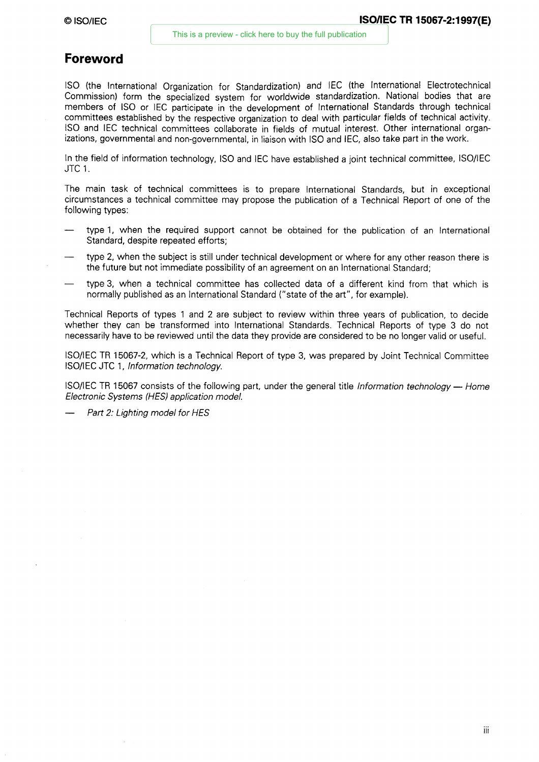# Foreword

ISO (the International Organization for Standardization) and IEC (the International Electrotechnical Commission) form the specialized system for worldwide standardization. National bodies that are members of ISO or IEC participate in the development of International Standards through technical committees established by the respective organization to deal with particular fields of technical activity. ISO and IEC technical committees collaborate in fields of mutual interest. Other international organizations, governmental and non-governmental, in liaison with ISO and IEC, also take part in the work.

In the field of information technology, ISO and IEC have established a joint technical committee, ISO/IEC JTC 1.

The main task of technical committees is to prepare International Standards, but in exceptional circumstances a technical committee may propose the publication of a Technical Report of one of the following types:

- type 1, when the required support cannot be obtained for the publication of an International Standard, despite repeated efforts;
- type 2, when the subject is still under technical development or where for any other reason there is the future but not immediate possibility of an agreement on an International Standard;
- type 3, when a technical committee has collected data of a different kind from that which is normally published as an International Standard ("state of the art", for example).

Technical Reports of types 1 and 2 are subject to review within three years of publication, to decide whether they can be transformed into International Standards. Technical Reports of type 3 do not necessarily have to be reviewed until the data they provide are considered to be no longer valid or useful.

ISO/IEC TR 15067-2, which is a Technical Report of type 3, was prepared by Joint Technical Committee ISO/IEC JTC 1, *Information technology*.

ISO/IEC TR 15067 consists of the following part, under the general title *Information technology — Home Electronic Systems (HES) application model*.

- *Part 2: Lighting model for HES*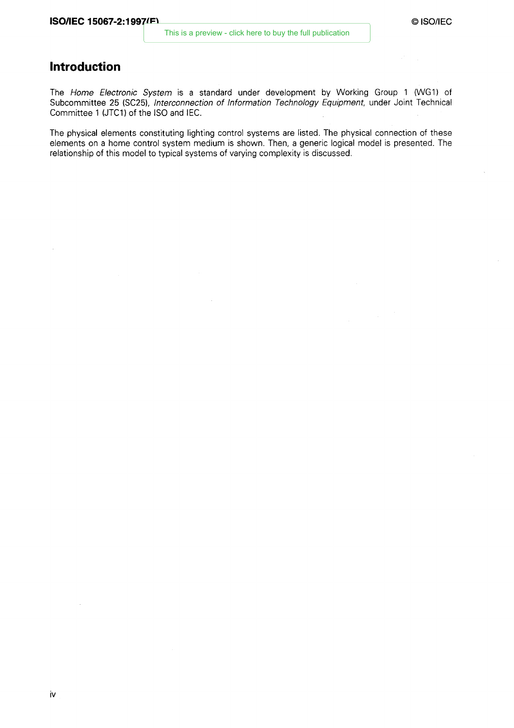## Introduction

The *Home Electronic System* is a standard under development by Working Group 1 (WG1) of Subcommittee 25 (SC25), *Interconnection of Information Technology Equipment*, under Joint Technical Committee 1 (JTC1) of the ISO and IEC.

The physical elements constituting lighting control systems are listed. The physical connection of these elements on a home control system medium is shown. Then, a generic logical model is presented. The relationship of this model to typical systems of varying complexity is discussed.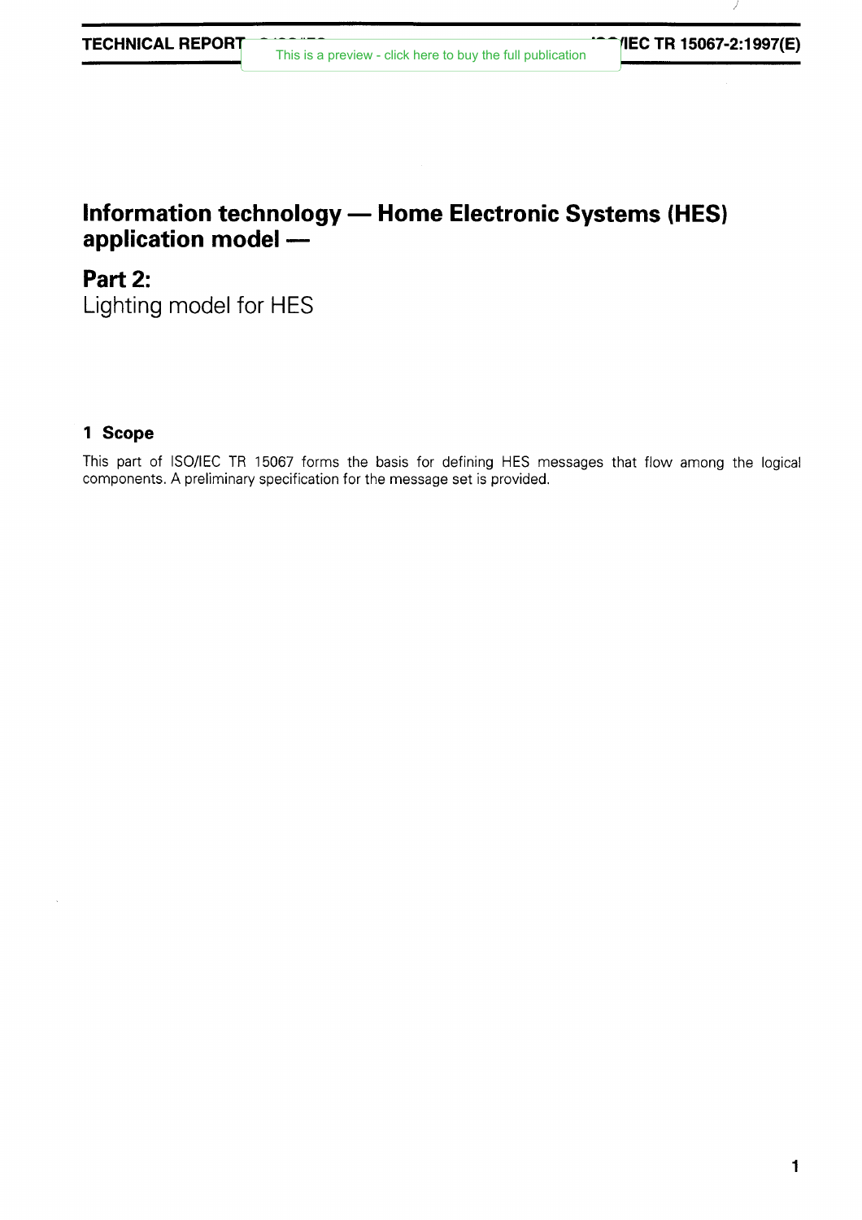# Information technology — Home Electronic Systems (HES) application model —

## Part 2:
Lighting model for HES

### 1 Scope

This part of ISO/IEC TR 15067 forms the basis for defining HES messages that flow among the logical components. A preliminary specification for the message set is provided.